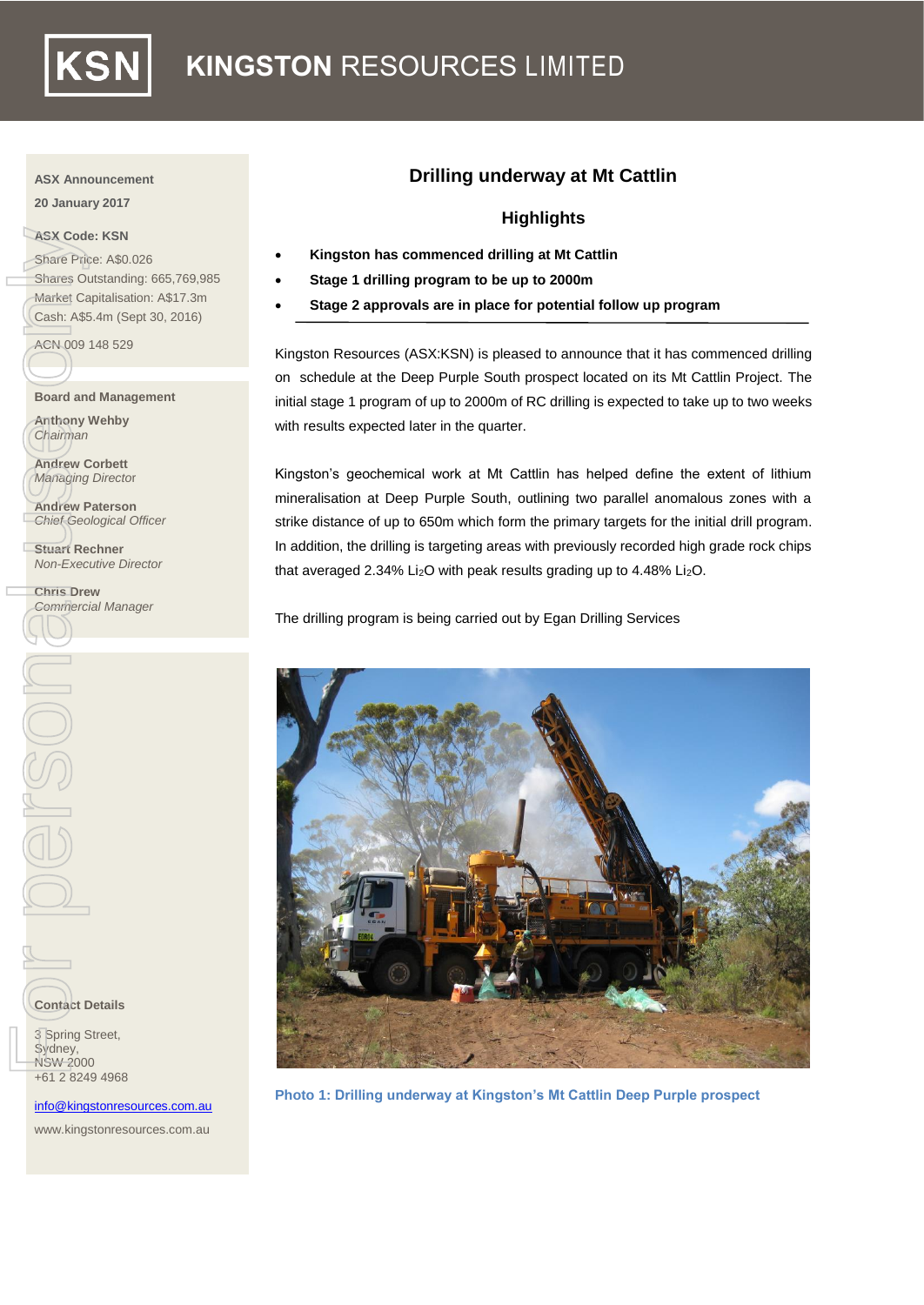# KINGSTON RESOURCES LIMITED

**ASX Announcement**

**20 January 2017**

**ASX Code: KSN**

Share Price: A$0.026

Shares Outstanding: 665,769,985

Market Capitalisation: A$17.3m

Cash: A$5.4m (Sept 30, 2016)

ACN 009 148 529

**Board and Management**

**Anthony Wehby**
*Chairman*

**Andrew Corbett**
*Managing Director*

**Andrew Paterson**
*Chief Geological Officer*

**Stuart Rechner**
*Non-Executive Director*

**Chris Drew**
*Commercial Manager*

**Contact Details**

3 Spring Street,
Sydney,
NSW 2000
+61 2 8249 4968

info@kingstonresources.com.au

www.kingstonresources.com.au

## Drilling underway at Mt Cattlin

### Highlights

- **Kingston has commenced drilling at Mt Cattlin**
- **Stage 1 drilling program to be up to 2000m**
- **Stage 2 approvals are in place for potential follow up program**

Kingston Resources (ASX:KSN) is pleased to announce that it has commenced drilling on schedule at the Deep Purple South prospect located on its Mt Cattlin Project. The initial stage 1 program of up to 2000m of RC drilling is expected to take up to two weeks with results expected later in the quarter.

Kingston's geochemical work at Mt Cattlin has helped define the extent of lithium mineralisation at Deep Purple South, outlining two parallel anomalous zones with a strike distance of up to 650m which form the primary targets for the initial drill program. In addition, the drilling is targeting areas with previously recorded high grade rock chips that averaged 2.34% $Li_2O$ with peak results grading up to 4.48% $Li_2O$.

The drilling program is being carried out by Egan Drilling Services

**Photo 1: Drilling underway at Kingston's Mt Cattlin Deep Purple prospect**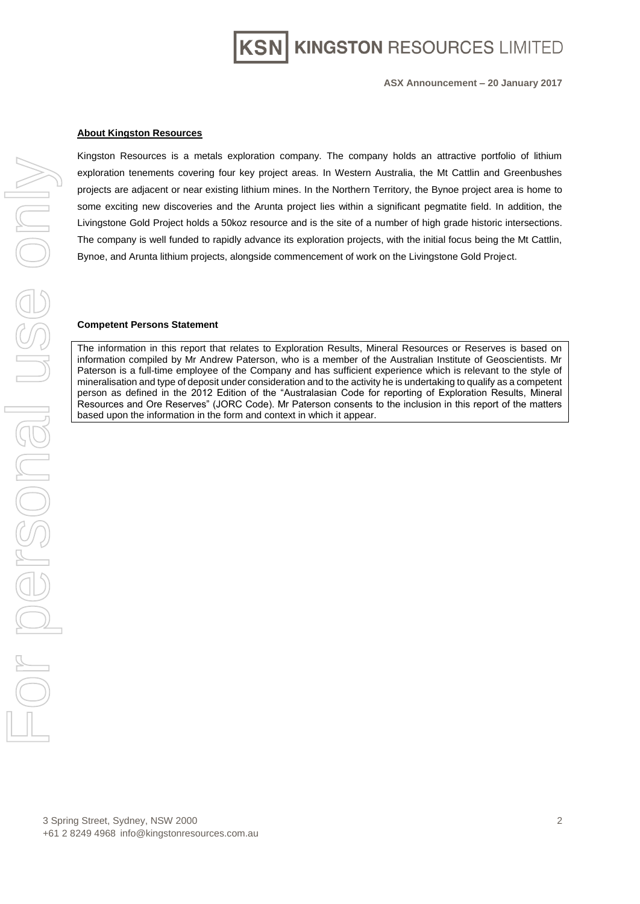## About Kingston Resources

Kingston Resources is a metals exploration company. The company holds an attractive portfolio of lithium exploration tenements covering four key project areas. In Western Australia, the Mt Cattlin and Greenbushes projects are adjacent or near existing lithium mines. In the Northern Territory, the Bynoe project area is home to some exciting new discoveries and the Arunta project lies within a significant pegmatite field. In addition, the Livingstone Gold Project holds a 50koz resource and is the site of a number of high grade historic intersections. The company is well funded to rapidly advance its exploration projects, with the initial focus being the Mt Cattlin, Bynoe, and Arunta lithium projects, alongside commencement of work on the Livingstone Gold Project.

**Competent Persons Statement**

The information in this report that relates to Exploration Results, Mineral Resources or Reserves is based on information compiled by Mr Andrew Paterson, who is a member of the Australian Institute of Geoscientists. Mr Paterson is a full-time employee of the Company and has sufficient experience which is relevant to the style of mineralisation and type of deposit under consideration and to the activity he is undertaking to qualify as a competent person as defined in the 2012 Edition of the "Australasian Code for reporting of Exploration Results, Mineral Resources and Ore Reserves" (JORC Code). Mr Paterson consents to the inclusion in this report of the matters based upon the information in the form and context in which it appear.